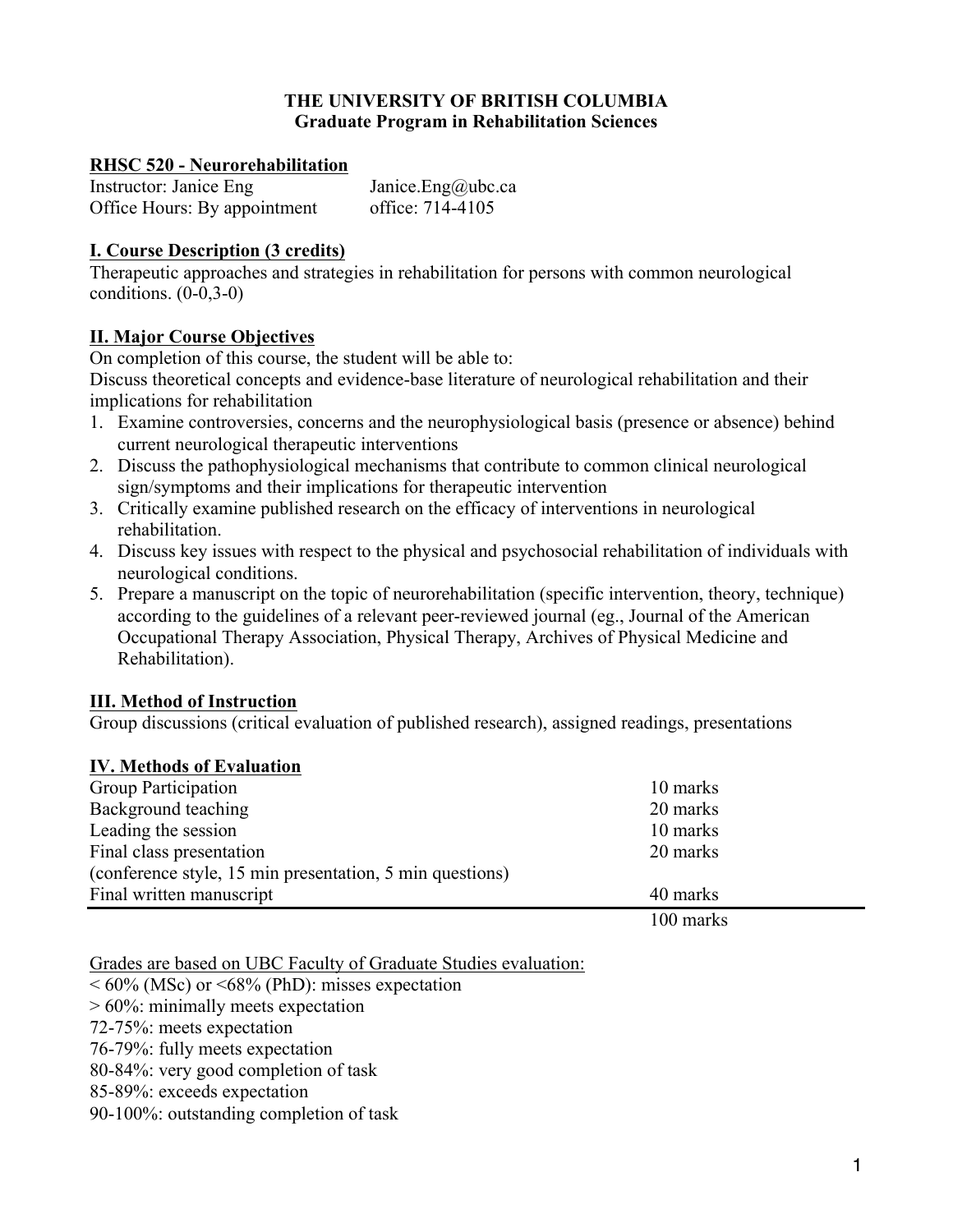**THE UNIVERSITY OF BRITISH COLUMBIA**
**Graduate Program in Rehabilitation Sciences**

## RHSC 520 - Neurorehabilitation

Instructor: Janice Eng Janice.Eng@ubc.ca
Office Hours: By appointment office: 714-4105

### I. Course Description (3 credits)

Therapeutic approaches and strategies in rehabilitation for persons with common neurological conditions. (0-0,3-0)

### II. Major Course Objectives

On completion of this course, the student will be able to:
Discuss theoretical concepts and evidence-base literature of neurological rehabilitation and their implications for rehabilitation

1. Examine controversies, concerns and the neurophysiological basis (presence or absence) behind current neurological therapeutic interventions
2. Discuss the pathophysiological mechanisms that contribute to common clinical neurological sign/symptoms and their implications for therapeutic intervention
3. Critically examine published research on the efficacy of interventions in neurological rehabilitation.
4. Discuss key issues with respect to the physical and psychosocial rehabilitation of individuals with neurological conditions.
5. Prepare a manuscript on the topic of neurorehabilitation (specific intervention, theory, technique) according to the guidelines of a relevant peer-reviewed journal (eg., Journal of the American Occupational Therapy Association, Physical Therapy, Archives of Physical Medicine and Rehabilitation).

### III. Method of Instruction

Group discussions (critical evaluation of published research), assigned readings, presentations

### IV. Methods of Evaluation

| | |
|---|---|
| Group Participation | 10 marks |
| Background teaching | 20 marks |
| Leading the session | 10 marks |
| Final class presentation (conference style, 15 min presentation, 5 min questions) | 20 marks |
| Final written manuscript | 40 marks |
| | 100 marks |

Grades are based on UBC Faculty of Graduate Studies evaluation:
< 60% (MSc) or <68% (PhD): misses expectation
> 60%: minimally meets expectation
72-75%: meets expectation
76-79%: fully meets expectation
80-84%: very good completion of task
85-89%: exceeds expectation
90-100%: outstanding completion of task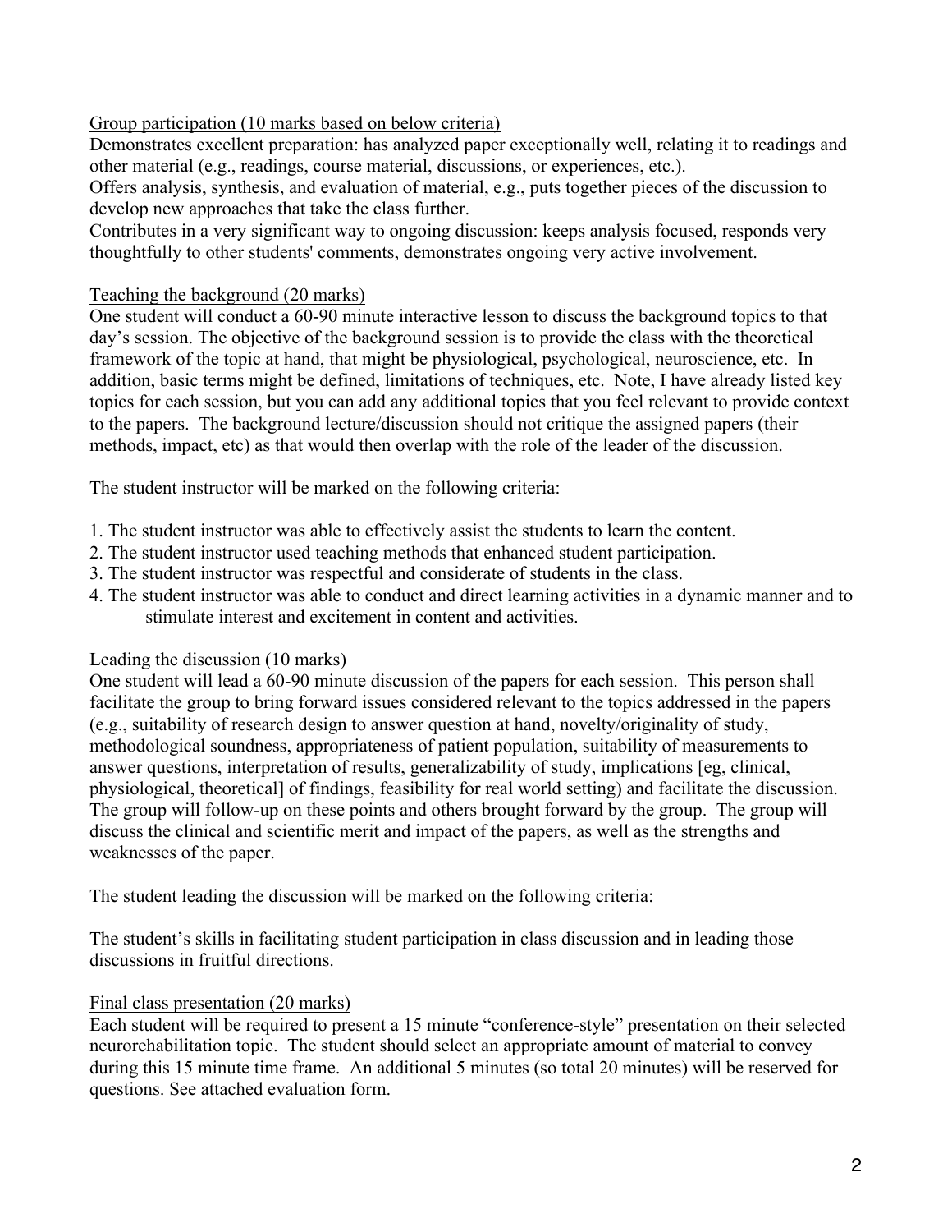Group participation (10 marks based on below criteria)

Demonstrates excellent preparation: has analyzed paper exceptionally well, relating it to readings and other material (e.g., readings, course material, discussions, or experiences, etc.).

Offers analysis, synthesis, and evaluation of material, e.g., puts together pieces of the discussion to develop new approaches that take the class further.

Contributes in a very significant way to ongoing discussion: keeps analysis focused, responds very thoughtfully to other students' comments, demonstrates ongoing very active involvement.

Teaching the background (20 marks)

One student will conduct a 60-90 minute interactive lesson to discuss the background topics to that day's session. The objective of the background session is to provide the class with the theoretical framework of the topic at hand, that might be physiological, psychological, neuroscience, etc. In addition, basic terms might be defined, limitations of techniques, etc. Note, I have already listed key topics for each session, but you can add any additional topics that you feel relevant to provide context to the papers. The background lecture/discussion should not critique the assigned papers (their methods, impact, etc) as that would then overlap with the role of the leader of the discussion.

The student instructor will be marked on the following criteria:

1. The student instructor was able to effectively assist the students to learn the content.
2. The student instructor used teaching methods that enhanced student participation.
3. The student instructor was respectful and considerate of students in the class.
4. The student instructor was able to conduct and direct learning activities in a dynamic manner and to stimulate interest and excitement in content and activities.

Leading the discussion (10 marks)

One student will lead a 60-90 minute discussion of the papers for each session. This person shall facilitate the group to bring forward issues considered relevant to the topics addressed in the papers (e.g., suitability of research design to answer question at hand, novelty/originality of study, methodological soundness, appropriateness of patient population, suitability of measurements to answer questions, interpretation of results, generalizability of study, implications [eg, clinical, physiological, theoretical] of findings, feasibility for real world setting) and facilitate the discussion. The group will follow-up on these points and others brought forward by the group. The group will discuss the clinical and scientific merit and impact of the papers, as well as the strengths and weaknesses of the paper.

The student leading the discussion will be marked on the following criteria:

The student's skills in facilitating student participation in class discussion and in leading those discussions in fruitful directions.

Final class presentation (20 marks)

Each student will be required to present a 15 minute "conference-style" presentation on their selected neurorehabilitation topic. The student should select an appropriate amount of material to convey during this 15 minute time frame. An additional 5 minutes (so total 20 minutes) will be reserved for questions. See attached evaluation form.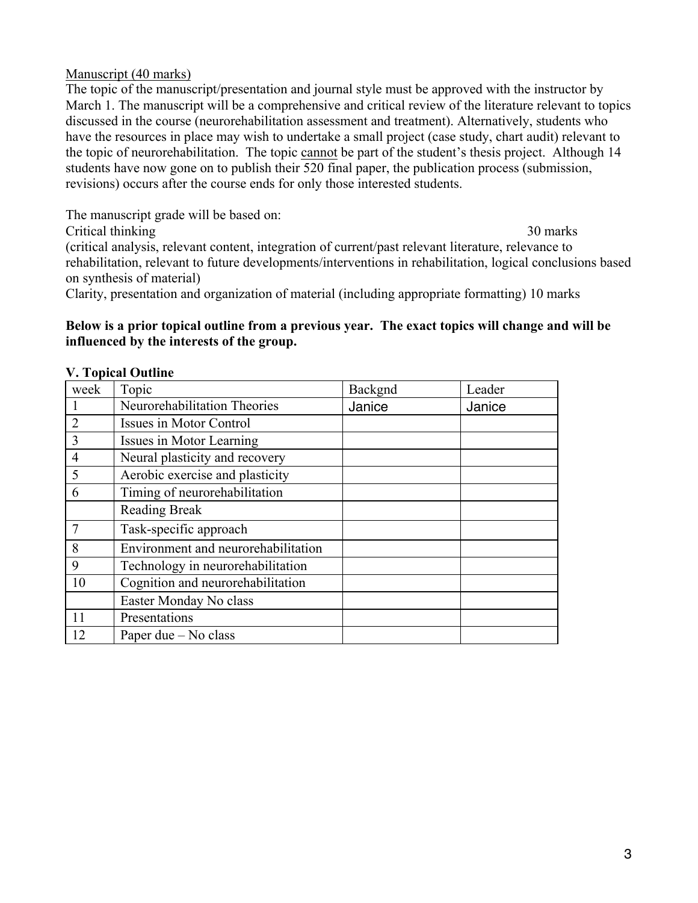Manuscript (40 marks)

The topic of the manuscript/presentation and journal style must be approved with the instructor by March 1. The manuscript will be a comprehensive and critical review of the literature relevant to topics discussed in the course (neurorehabilitation assessment and treatment). Alternatively, students who have the resources in place may wish to undertake a small project (case study, chart audit) relevant to the topic of neurorehabilitation. The topic cannot be part of the student's thesis project. Although 14 students have now gone on to publish their 520 final paper, the publication process (submission, revisions) occurs after the course ends for only those interested students.

The manuscript grade will be based on:

Critical thinking 30 marks
(critical analysis, relevant content, integration of current/past relevant literature, relevance to rehabilitation, relevant to future developments/interventions in rehabilitation, logical conclusions based on synthesis of material)

Clarity, presentation and organization of material (including appropriate formatting) 10 marks

**Below is a prior topical outline from a previous year. The exact topics will change and will be influenced by the interests of the group.**

**V. Topical Outline**

| week | Topic | Backgnd | Leader |
|---|---|---|---|
| 1 | Neurorehabilitation Theories | Janice | Janice |
| 2 | Issues in Motor Control | | |
| 3 | Issues in Motor Learning | | |
| 4 | Neural plasticity and recovery | | |
| 5 | Aerobic exercise and plasticity | | |
| 6 | Timing of neurorehabilitation | | |
| | Reading Break | | |
| 7 | Task-specific approach | | |
| 8 | Environment and neurorehabilitation | | |
| 9 | Technology in neurorehabilitation | | |
| 10 | Cognition and neurorehabilitation | | |
| | Easter Monday No class | | |
| 11 | Presentations | | |
| 12 | Paper due – No class | | |